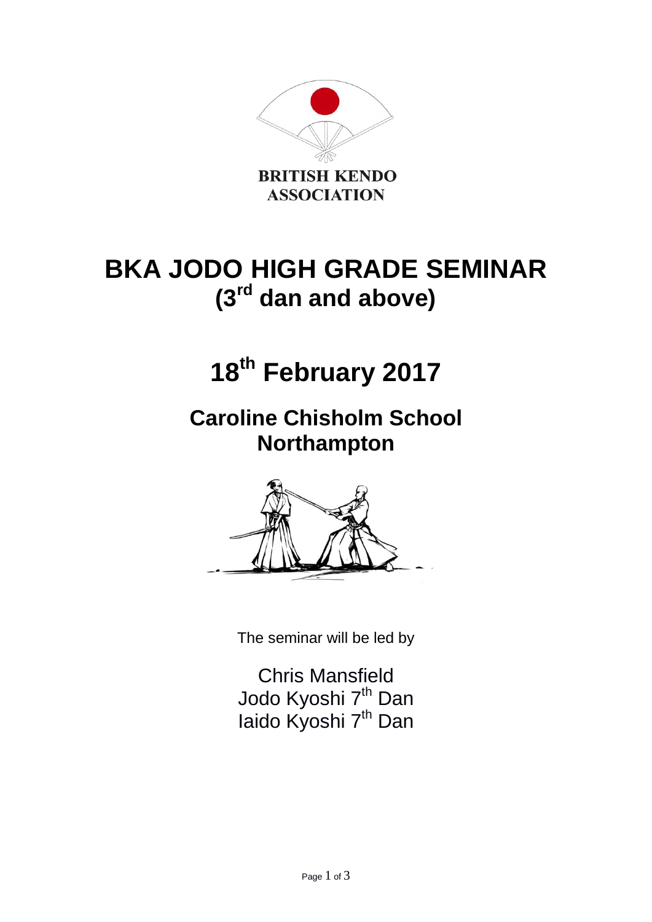BRITISH KENDO ASSOCIATION

# BKA JODO HIGH GRADE SEMINAR
## (3rd dan and above)

# 18th February 2017

## Caroline Chisholm School
## Northampton

The seminar will be led by

Chris Mansfield
Jodo Kyoshi 7th Dan
Iaido Kyoshi 7th Dan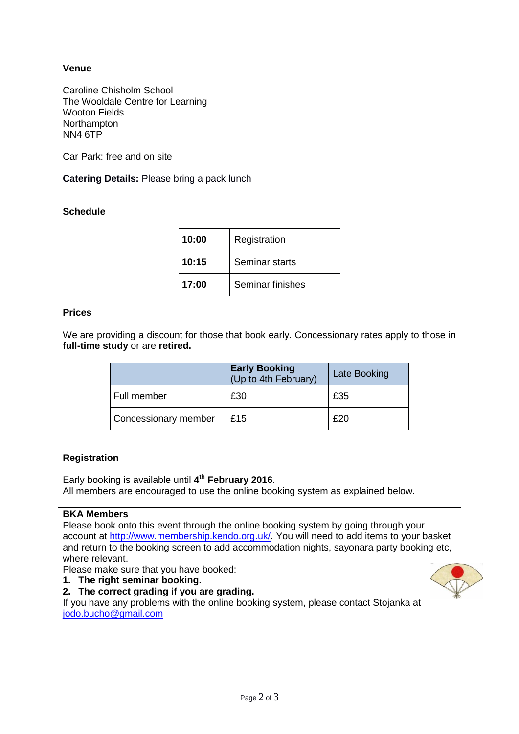**Venue**

Caroline Chisholm School
The Wooldale Centre for Learning
Wooton Fields
Northampton
NN4 6TP

Car Park: free and on site

**Catering Details:** Please bring a pack lunch

**Schedule**

| | |
|---|---|
| **10:00** | Registration |
| **10:15** | Seminar starts |
| **17:00** | Seminar finishes |

**Prices**

We are providing a discount for those that book early. Concessionary rates apply to those in **full-time study** or are **retired.**

| | **Early Booking** (Up to 4th February) | Late Booking |
|---|---|---|
| Full member | £30 | £35 |
| Concessionary member | £15 | £20 |

**Registration**

Early booking is available until **4th February 2016**.
All members are encouraged to use the online booking system as explained below.

**BKA Members**
Please book onto this event through the online booking system by going through your account at http://www.membership.kendo.org.uk/. You will need to add items to your basket and return to the booking screen to add accommodation nights, sayonara party booking etc, where relevant.
Please make sure that you have booked:

1. **The right seminar booking.**
2. **The correct grading if you are grading.**

If you have any problems with the online booking system, please contact Stojanka at jodo.bucho@gmail.com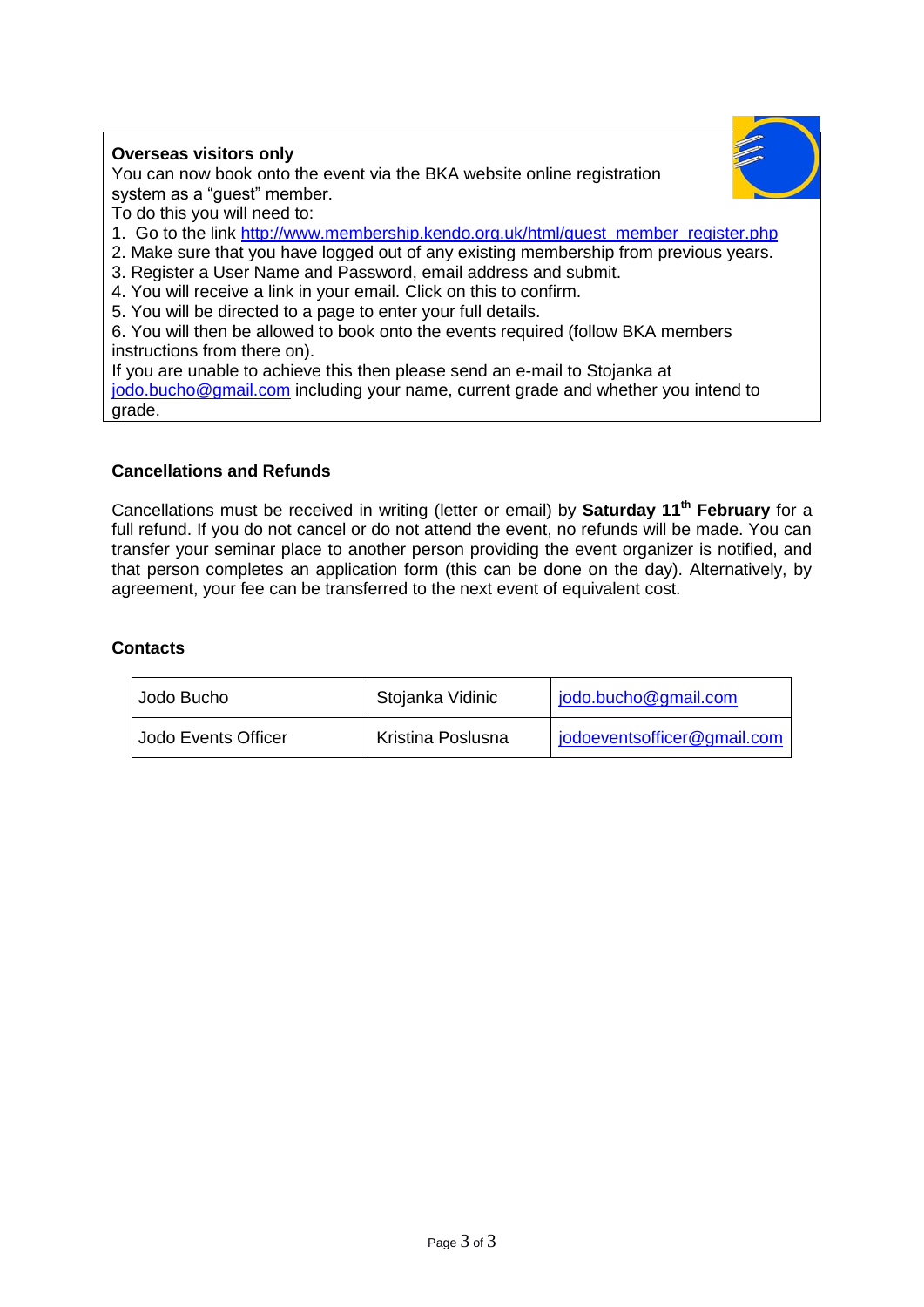**Overseas visitors only**

You can now book onto the event via the BKA website online registration system as a "guest" member.

To do this you will need to:

1. Go to the link http://www.membership.kendo.org.uk/html/guest_member_register.php
2. Make sure that you have logged out of any existing membership from previous years.
3. Register a User Name and Password, email address and submit.
4. You will receive a link in your email. Click on this to confirm.
5. You will be directed to a page to enter your full details.
6. You will then be allowed to book onto the events required (follow BKA members instructions from there on).

If you are unable to achieve this then please send an e-mail to Stojanka at jodo.bucho@gmail.com including your name, current grade and whether you intend to grade.

### Cancellations and Refunds

Cancellations must be received in writing (letter or email) by **Saturday 11th February** for a full refund. If you do not cancel or do not attend the event, no refunds will be made. You can transfer your seminar place to another person providing the event organizer is notified, and that person completes an application form (this can be done on the day). Alternatively, by agreement, your fee can be transferred to the next event of equivalent cost.

### Contacts

| | | |
|---|---|---|
| Jodo Bucho | Stojanka Vidinic | jodo.bucho@gmail.com |
| Jodo Events Officer | Kristina Poslusna | jodoeventsofficer@gmail.com |